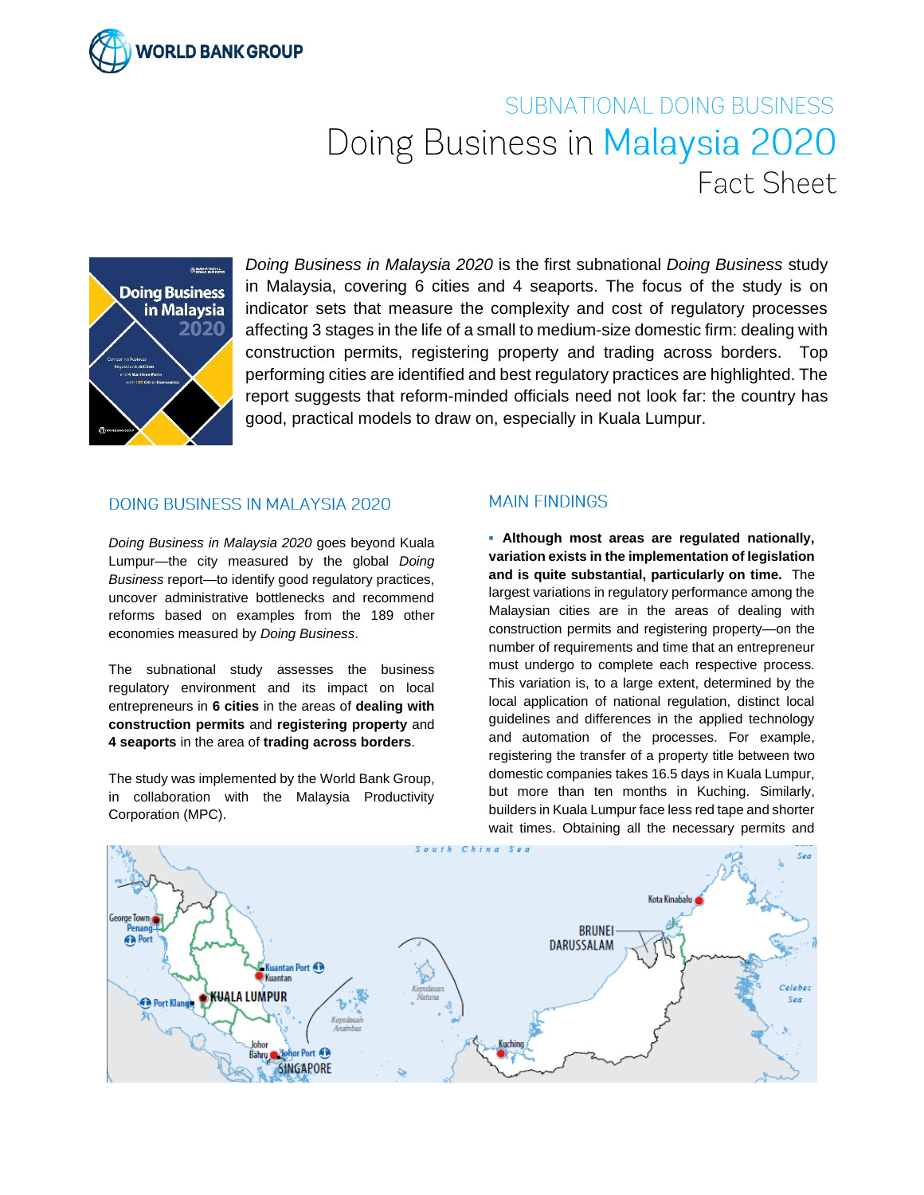# SUBNATIONAL DOING BUSINESS

# Doing Business in Malaysia 2020

## Fact Sheet

*Doing Business in Malaysia 2020* is the first subnational *Doing Business* study in Malaysia, covering 6 cities and 4 seaports. The focus of the study is on indicator sets that measure the complexity and cost of regulatory processes affecting 3 stages in the life of a small to medium-size domestic firm: dealing with construction permits, registering property and trading across borders. Top performing cities are identified and best regulatory practices are highlighted. The report suggests that reform-minded officials need not look far: the country has good, practical models to draw on, especially in Kuala Lumpur.

## DOING BUSINESS IN MALAYSIA 2020

*Doing Business in Malaysia 2020* goes beyond Kuala Lumpur—the city measured by the global *Doing Business* report—to identify good regulatory practices, uncover administrative bottlenecks and recommend reforms based on examples from the 189 other economies measured by *Doing Business*.

The subnational study assesses the business regulatory environment and its impact on local entrepreneurs in **6 cities** in the areas of **dealing with construction permits** and **registering property** and **4 seaports** in the area of **trading across borders**.

The study was implemented by the World Bank Group, in collaboration with the Malaysia Productivity Corporation (MPC).

## MAIN FINDINGS

- **Although most areas are regulated nationally, variation exists in the implementation of legislation and is quite substantial, particularly on time.** The largest variations in regulatory performance among the Malaysian cities are in the areas of dealing with construction permits and registering property—on the number of requirements and time that an entrepreneur must undergo to complete each respective process. This variation is, to a large extent, determined by the local application of national regulation, distinct local guidelines and differences in the applied technology and automation of the processes. For example, registering the transfer of a property title between two domestic companies takes 16.5 days in Kuala Lumpur, but more than ten months in Kuching. Similarly, builders in Kuala Lumpur face less red tape and shorter wait times. Obtaining all the necessary permits and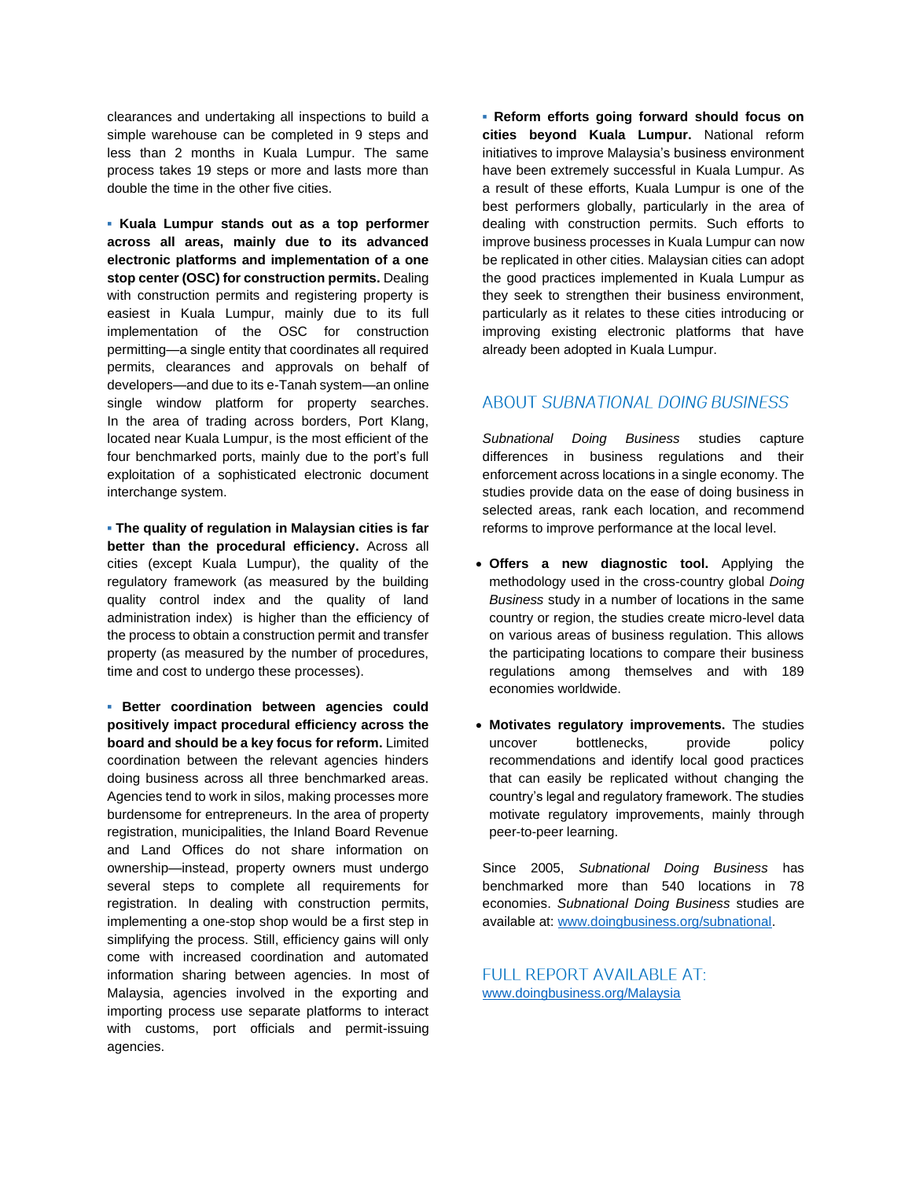clearances and undertaking all inspections to build a simple warehouse can be completed in 9 steps and less than 2 months in Kuala Lumpur. The same process takes 19 steps or more and lasts more than double the time in the other five cities.

▪ **Kuala Lumpur stands out as a top performer across all areas, mainly due to its advanced electronic platforms and implementation of a one stop center (OSC) for construction permits.** Dealing with construction permits and registering property is easiest in Kuala Lumpur, mainly due to its full implementation of the OSC for construction permitting—a single entity that coordinates all required permits, clearances and approvals on behalf of developers—and due to its e-Tanah system—an online single window platform for property searches. In the area of trading across borders, Port Klang, located near Kuala Lumpur, is the most efficient of the four benchmarked ports, mainly due to the port's full exploitation of a sophisticated electronic document interchange system.

▪ **The quality of regulation in Malaysian cities is far better than the procedural efficiency.** Across all cities (except Kuala Lumpur), the quality of the regulatory framework (as measured by the building quality control index and the quality of land administration index) is higher than the efficiency of the process to obtain a construction permit and transfer property (as measured by the number of procedures, time and cost to undergo these processes).

▪ **Better coordination between agencies could positively impact procedural efficiency across the board and should be a key focus for reform.** Limited coordination between the relevant agencies hinders doing business across all three benchmarked areas. Agencies tend to work in silos, making processes more burdensome for entrepreneurs. In the area of property registration, municipalities, the Inland Board Revenue and Land Offices do not share information on ownership—instead, property owners must undergo several steps to complete all requirements for registration. In dealing with construction permits, implementing a one-stop shop would be a first step in simplifying the process. Still, efficiency gains will only come with increased coordination and automated information sharing between agencies. In most of Malaysia, agencies involved in the exporting and importing process use separate platforms to interact with customs, port officials and permit-issuing agencies.

▪ **Reform efforts going forward should focus on cities beyond Kuala Lumpur.** National reform initiatives to improve Malaysia's business environment have been extremely successful in Kuala Lumpur. As a result of these efforts, Kuala Lumpur is one of the best performers globally, particularly in the area of dealing with construction permits. Such efforts to improve business processes in Kuala Lumpur can now be replicated in other cities. Malaysian cities can adopt the good practices implemented in Kuala Lumpur as they seek to strengthen their business environment, particularly as it relates to these cities introducing or improving existing electronic platforms that have already been adopted in Kuala Lumpur.

## ABOUT *SUBNATIONAL DOING BUSINESS*

*Subnational Doing Business* studies capture differences in business regulations and their enforcement across locations in a single economy. The studies provide data on the ease of doing business in selected areas, rank each location, and recommend reforms to improve performance at the local level.

- **Offers a new diagnostic tool.** Applying the methodology used in the cross-country global *Doing Business* study in a number of locations in the same country or region, the studies create micro-level data on various areas of business regulation. This allows the participating locations to compare their business regulations among themselves and with 189 economies worldwide.

- **Motivates regulatory improvements.** The studies uncover bottlenecks, provide policy recommendations and identify local good practices that can easily be replicated without changing the country's legal and regulatory framework. The studies motivate regulatory improvements, mainly through peer-to-peer learning.

Since 2005, *Subnational Doing Business* has benchmarked more than 540 locations in 78 economies. *Subnational Doing Business* studies are available at: www.doingbusiness.org/subnational.

## FULL REPORT AVAILABLE AT:

www.doingbusiness.org/Malaysia